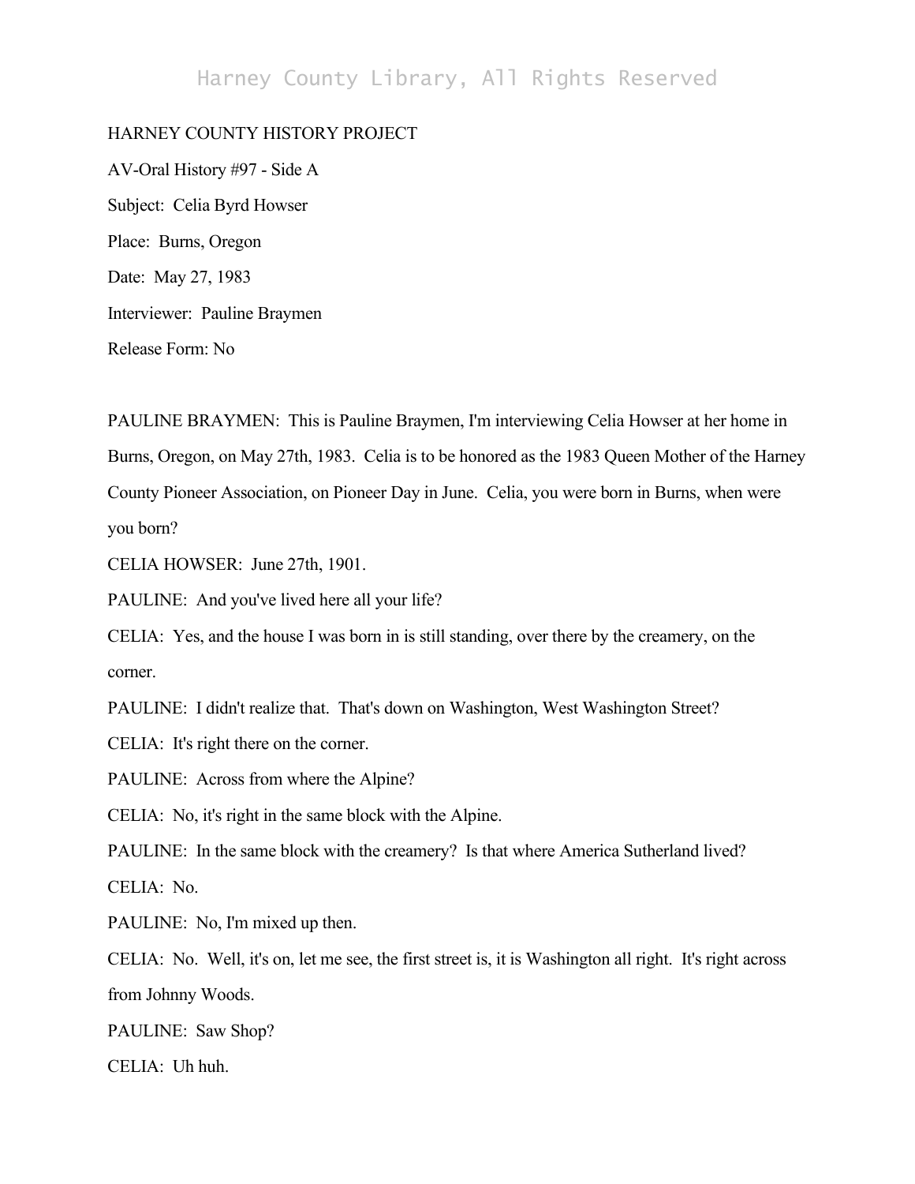HARNEY COUNTY HISTORY PROJECT

AV-Oral History #97 - Side A

Subject: Celia Byrd Howser

Place: Burns, Oregon

Date: May 27, 1983

Interviewer: Pauline Braymen

Release Form: No

PAULINE BRAYMEN: This is Pauline Braymen, I'm interviewing Celia Howser at her home in Burns, Oregon, on May 27th, 1983. Celia is to be honored as the 1983 Queen Mother of the Harney County Pioneer Association, on Pioneer Day in June. Celia, you were born in Burns, when were you born?

CELIA HOWSER: June 27th, 1901.

PAULINE: And you've lived here all your life?

CELIA: Yes, and the house I was born in is still standing, over there by the creamery, on the corner.

PAULINE: I didn't realize that. That's down on Washington, West Washington Street?

CELIA: It's right there on the corner.

PAULINE: Across from where the Alpine?

CELIA: No, it's right in the same block with the Alpine.

PAULINE: In the same block with the creamery? Is that where America Sutherland lived?

CELIA: No.

PAULINE: No, I'm mixed up then.

CELIA: No. Well, it's on, let me see, the first street is, it is Washington all right. It's right across from Johnny Woods.

PAULINE: Saw Shop?

CELIA: Uh huh.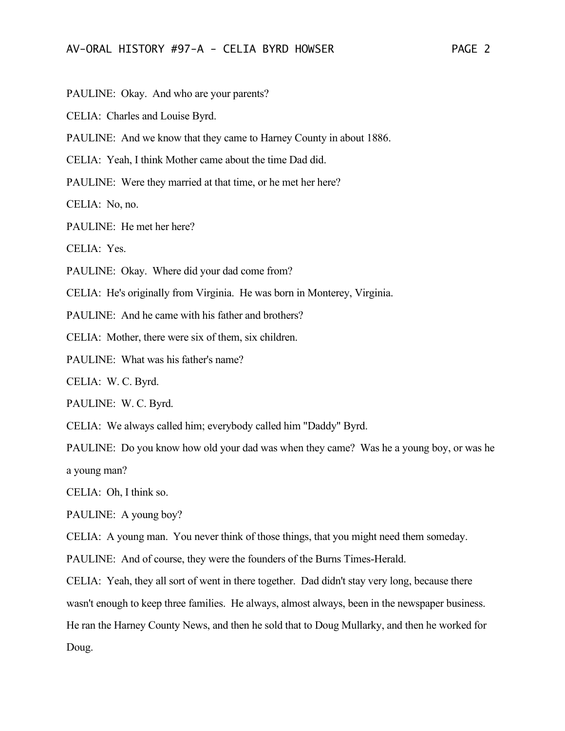PAULINE: Okay. And who are your parents?

CELIA: Charles and Louise Byrd.

PAULINE: And we know that they came to Harney County in about 1886.

CELIA: Yeah, I think Mother came about the time Dad did.

PAULINE: Were they married at that time, or he met her here?

CELIA: No, no.

PAULINE: He met her here?

CELIA: Yes.

PAULINE: Okay. Where did your dad come from?

CELIA: He's originally from Virginia. He was born in Monterey, Virginia.

PAULINE: And he came with his father and brothers?

CELIA: Mother, there were six of them, six children.

PAULINE: What was his father's name?

CELIA: W. C. Byrd.

PAULINE: W. C. Byrd.

CELIA: We always called him; everybody called him "Daddy" Byrd.

PAULINE: Do you know how old your dad was when they came? Was he a young boy, or was he a young man?

CELIA: Oh, I think so.

PAULINE: A young boy?

CELIA: A young man. You never think of those things, that you might need them someday.

PAULINE: And of course, they were the founders of the Burns Times-Herald.

CELIA: Yeah, they all sort of went in there together. Dad didn't stay very long, because there wasn't enough to keep three families. He always, almost always, been in the newspaper business. He ran the Harney County News, and then he sold that to Doug Mullarky, and then he worked for Doug.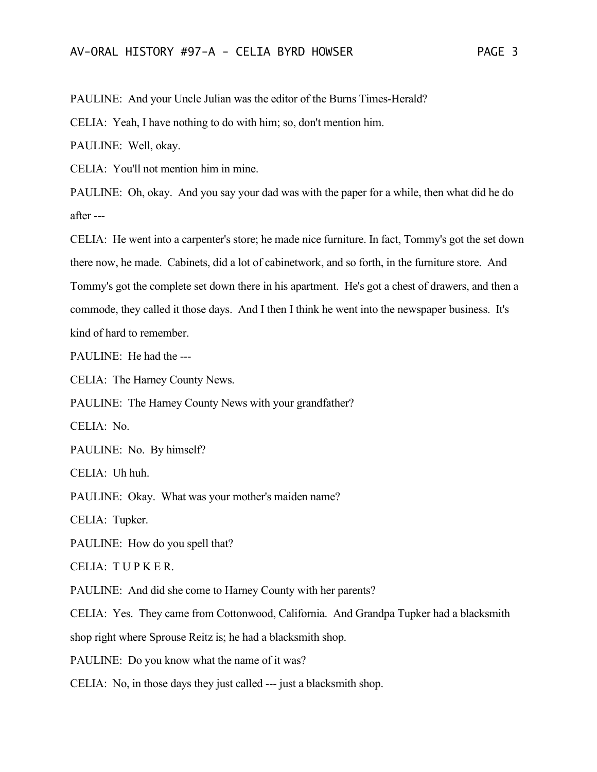PAULINE: And your Uncle Julian was the editor of the Burns Times-Herald?

CELIA: Yeah, I have nothing to do with him; so, don't mention him.

PAULINE: Well, okay.

CELIA: You'll not mention him in mine.

PAULINE: Oh, okay. And you say your dad was with the paper for a while, then what did he do after ---

CELIA: He went into a carpenter's store; he made nice furniture. In fact, Tommy's got the set down there now, he made. Cabinets, did a lot of cabinetwork, and so forth, in the furniture store. And Tommy's got the complete set down there in his apartment. He's got a chest of drawers, and then a commode, they called it those days. And I then I think he went into the newspaper business. It's kind of hard to remember.

PAULINE: He had the ---

CELIA: The Harney County News.

PAULINE: The Harney County News with your grandfather?

CELIA: No.

PAULINE: No. By himself?

CELIA: Uh huh.

PAULINE: Okay. What was your mother's maiden name?

CELIA: Tupker.

PAULINE: How do you spell that?

CELIA: T U P K E R.

PAULINE: And did she come to Harney County with her parents?

CELIA: Yes. They came from Cottonwood, California. And Grandpa Tupker had a blacksmith shop right where Sprouse Reitz is; he had a blacksmith shop.

PAULINE: Do you know what the name of it was?

CELIA: No, in those days they just called --- just a blacksmith shop.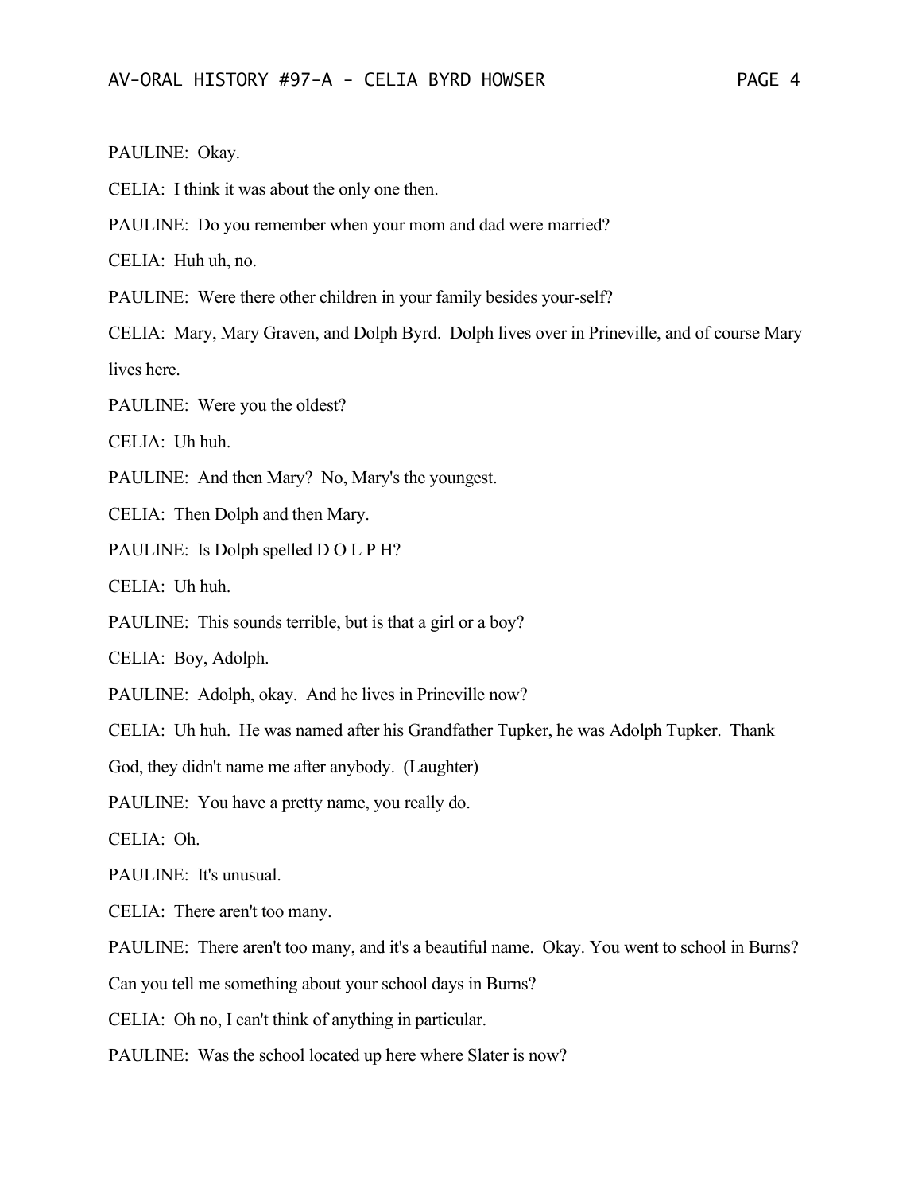PAULINE: Okay.

CELIA: I think it was about the only one then.

PAULINE: Do you remember when your mom and dad were married?

CELIA: Huh uh, no.

PAULINE: Were there other children in your family besides your-self?

CELIA: Mary, Mary Graven, and Dolph Byrd. Dolph lives over in Prineville, and of course Mary lives here.

PAULINE: Were you the oldest?

CELIA: Uh huh.

PAULINE: And then Mary? No, Mary's the youngest.

CELIA: Then Dolph and then Mary.

PAULINE: Is Dolph spelled D O L P H?

CELIA: Uh huh.

PAULINE: This sounds terrible, but is that a girl or a boy?

CELIA: Boy, Adolph.

PAULINE: Adolph, okay. And he lives in Prineville now?

CELIA: Uh huh. He was named after his Grandfather Tupker, he was Adolph Tupker. Thank God, they didn't name me after anybody. (Laughter)

PAULINE: You have a pretty name, you really do.

CELIA: Oh.

PAULINE: It's unusual.

CELIA: There aren't too many.

PAULINE: There aren't too many, and it's a beautiful name. Okay. You went to school in Burns? Can you tell me something about your school days in Burns?

CELIA: Oh no, I can't think of anything in particular.

PAULINE: Was the school located up here where Slater is now?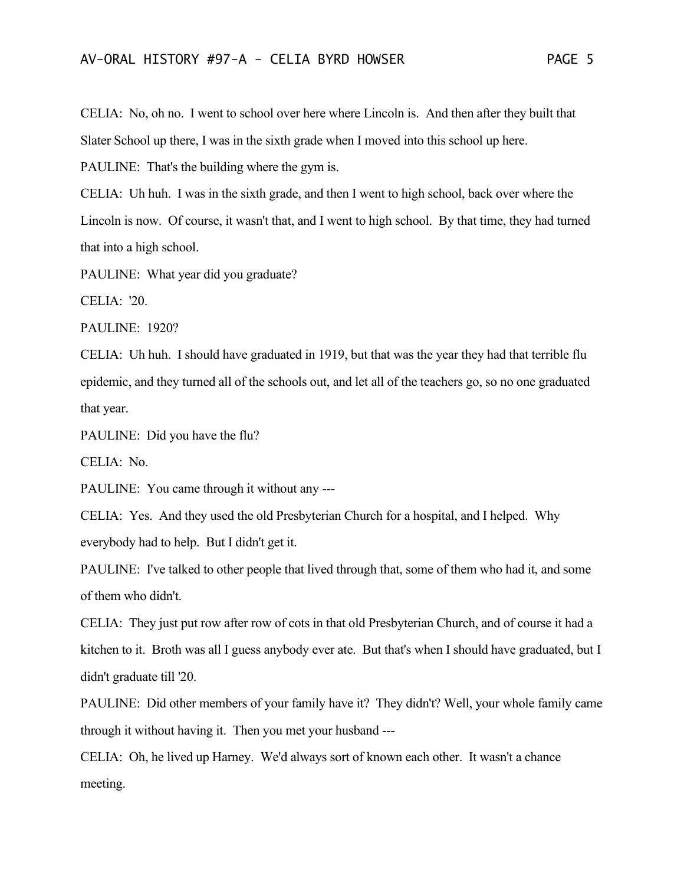CELIA: No, oh no. I went to school over here where Lincoln is. And then after they built that Slater School up there, I was in the sixth grade when I moved into this school up here.

PAULINE: That's the building where the gym is.

CELIA: Uh huh. I was in the sixth grade, and then I went to high school, back over where the Lincoln is now. Of course, it wasn't that, and I went to high school. By that time, they had turned that into a high school.

PAULINE: What year did you graduate?

CELIA: '20.

PAULINE: 1920?

CELIA: Uh huh. I should have graduated in 1919, but that was the year they had that terrible flu epidemic, and they turned all of the schools out, and let all of the teachers go, so no one graduated that year.

PAULINE: Did you have the flu?

CELIA: No.

PAULINE: You came through it without any ---

CELIA: Yes. And they used the old Presbyterian Church for a hospital, and I helped. Why everybody had to help. But I didn't get it.

PAULINE: I've talked to other people that lived through that, some of them who had it, and some of them who didn't.

CELIA: They just put row after row of cots in that old Presbyterian Church, and of course it had a kitchen to it. Broth was all I guess anybody ever ate. But that's when I should have graduated, but I didn't graduate till '20.

PAULINE: Did other members of your family have it? They didn't? Well, your whole family came through it without having it. Then you met your husband ---

CELIA: Oh, he lived up Harney. We'd always sort of known each other. It wasn't a chance meeting.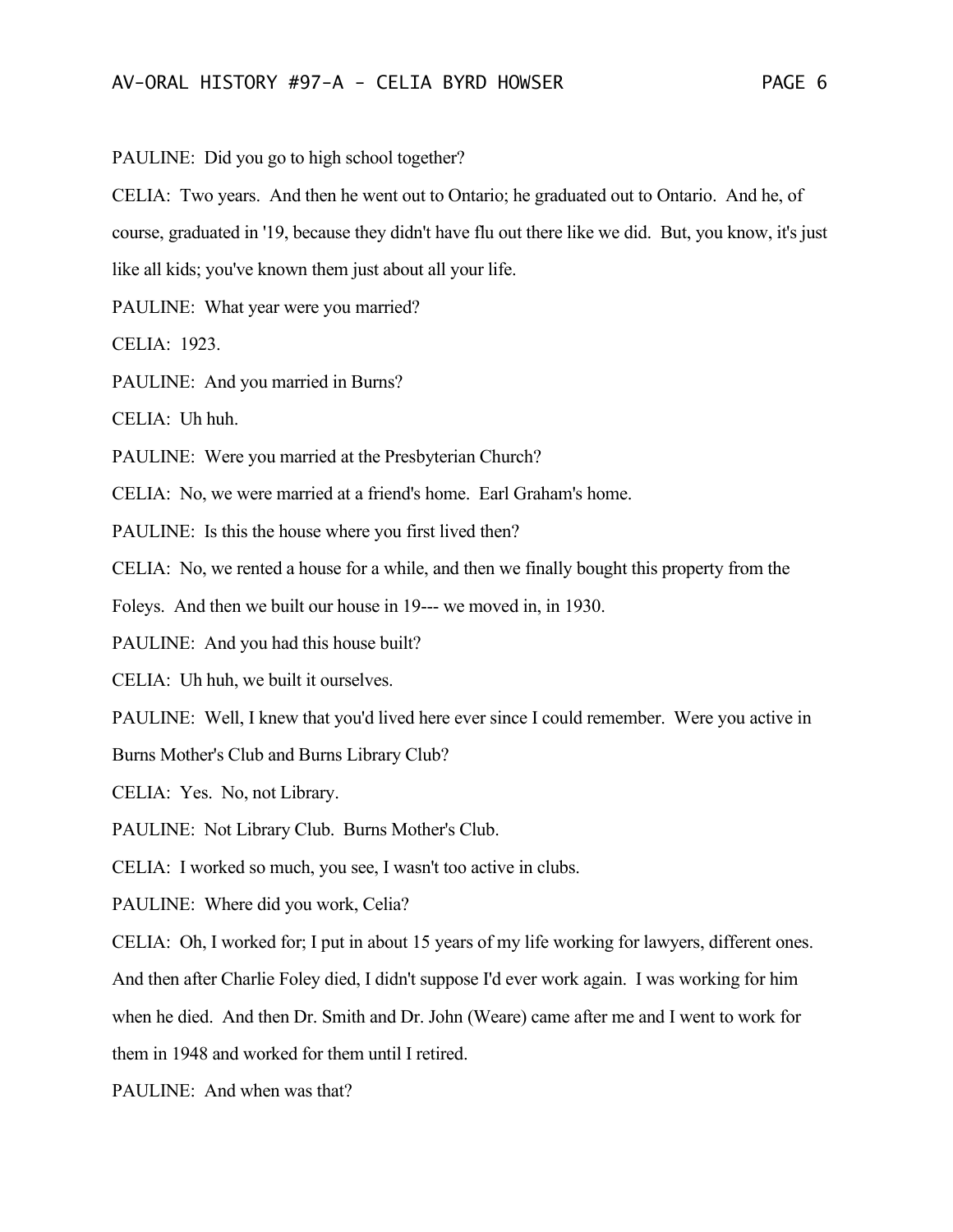PAULINE: Did you go to high school together?

CELIA: Two years. And then he went out to Ontario; he graduated out to Ontario. And he, of course, graduated in '19, because they didn't have flu out there like we did. But, you know, it's just like all kids; you've known them just about all your life.

PAULINE: What year were you married?

CELIA: 1923.

PAULINE: And you married in Burns?

CELIA: Uh huh.

PAULINE: Were you married at the Presbyterian Church?

CELIA: No, we were married at a friend's home. Earl Graham's home.

PAULINE: Is this the house where you first lived then?

CELIA: No, we rented a house for a while, and then we finally bought this property from the Foleys. And then we built our house in 19--- we moved in, in 1930.

PAULINE: And you had this house built?

CELIA: Uh huh, we built it ourselves.

PAULINE: Well, I knew that you'd lived here ever since I could remember. Were you active in Burns Mother's Club and Burns Library Club?

CELIA: Yes. No, not Library.

PAULINE: Not Library Club. Burns Mother's Club.

CELIA: I worked so much, you see, I wasn't too active in clubs.

PAULINE: Where did you work, Celia?

CELIA: Oh, I worked for; I put in about 15 years of my life working for lawyers, different ones. And then after Charlie Foley died, I didn't suppose I'd ever work again. I was working for him when he died. And then Dr. Smith and Dr. John (Weare) came after me and I went to work for them in 1948 and worked for them until I retired.

PAULINE: And when was that?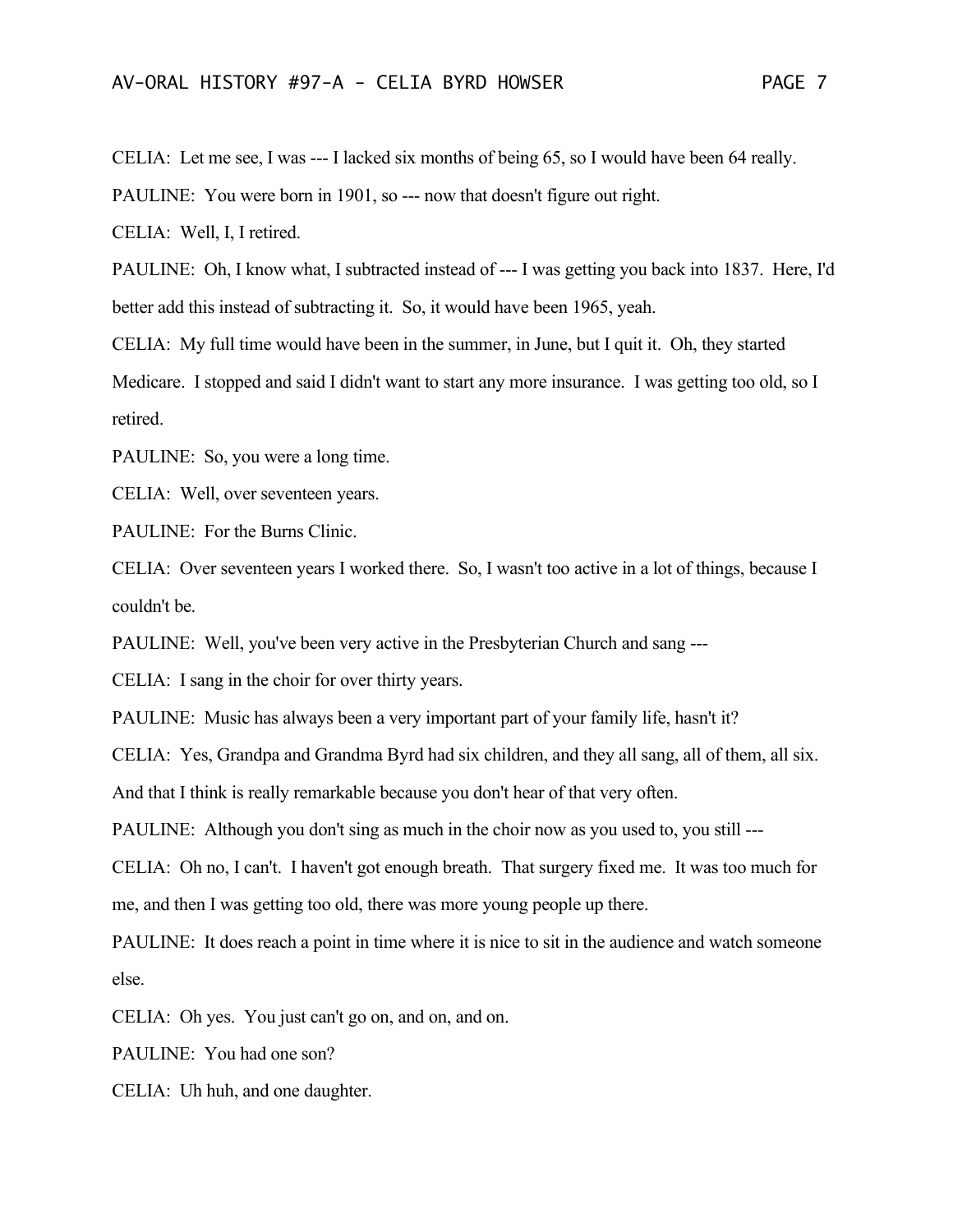CELIA: Let me see, I was --- I lacked six months of being 65, so I would have been 64 really.

PAULINE: You were born in 1901, so --- now that doesn't figure out right.

CELIA: Well, I, I retired.

PAULINE: Oh, I know what, I subtracted instead of --- I was getting you back into 1837. Here, I'd better add this instead of subtracting it. So, it would have been 1965, yeah.

CELIA: My full time would have been in the summer, in June, but I quit it. Oh, they started Medicare. I stopped and said I didn't want to start any more insurance. I was getting too old, so I retired.

PAULINE: So, you were a long time.

CELIA: Well, over seventeen years.

PAULINE: For the Burns Clinic.

CELIA: Over seventeen years I worked there. So, I wasn't too active in a lot of things, because I couldn't be.

PAULINE: Well, you've been very active in the Presbyterian Church and sang ---

CELIA: I sang in the choir for over thirty years.

PAULINE: Music has always been a very important part of your family life, hasn't it?

CELIA: Yes, Grandpa and Grandma Byrd had six children, and they all sang, all of them, all six. And that I think is really remarkable because you don't hear of that very often.

PAULINE: Although you don't sing as much in the choir now as you used to, you still ---

CELIA: Oh no, I can't. I haven't got enough breath. That surgery fixed me. It was too much for me, and then I was getting too old, there was more young people up there.

PAULINE: It does reach a point in time where it is nice to sit in the audience and watch someone else.

CELIA: Oh yes. You just can't go on, and on, and on.

PAULINE: You had one son?

CELIA: Uh huh, and one daughter.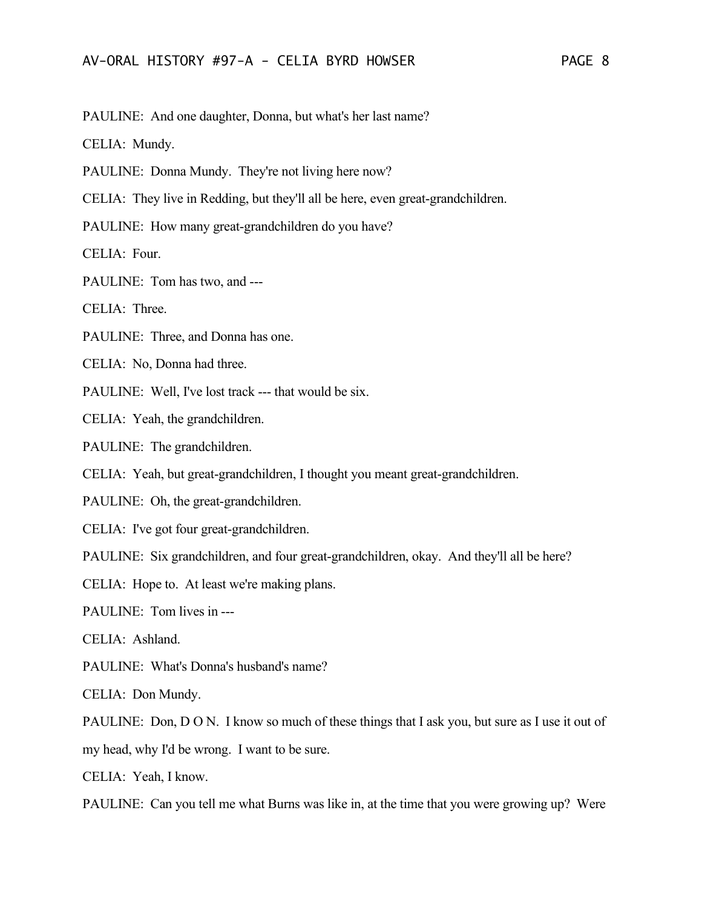PAULINE: And one daughter, Donna, but what's her last name?

CELIA: Mundy.

PAULINE: Donna Mundy. They're not living here now?

CELIA: They live in Redding, but they'll all be here, even great-grandchildren.

PAULINE: How many great-grandchildren do you have?

CELIA: Four.

PAULINE: Tom has two, and ---

CELIA: Three.

PAULINE: Three, and Donna has one.

CELIA: No, Donna had three.

PAULINE: Well, I've lost track --- that would be six.

CELIA: Yeah, the grandchildren.

PAULINE: The grandchildren.

CELIA: Yeah, but great-grandchildren, I thought you meant great-grandchildren.

PAULINE: Oh, the great-grandchildren.

CELIA: I've got four great-grandchildren.

PAULINE: Six grandchildren, and four great-grandchildren, okay. And they'll all be here?

CELIA: Hope to. At least we're making plans.

PAULINE: Tom lives in ---

CELIA: Ashland.

PAULINE: What's Donna's husband's name?

CELIA: Don Mundy.

PAULINE: Don, D O N. I know so much of these things that I ask you, but sure as I use it out of my head, why I'd be wrong. I want to be sure.

CELIA: Yeah, I know.

PAULINE: Can you tell me what Burns was like in, at the time that you were growing up? Were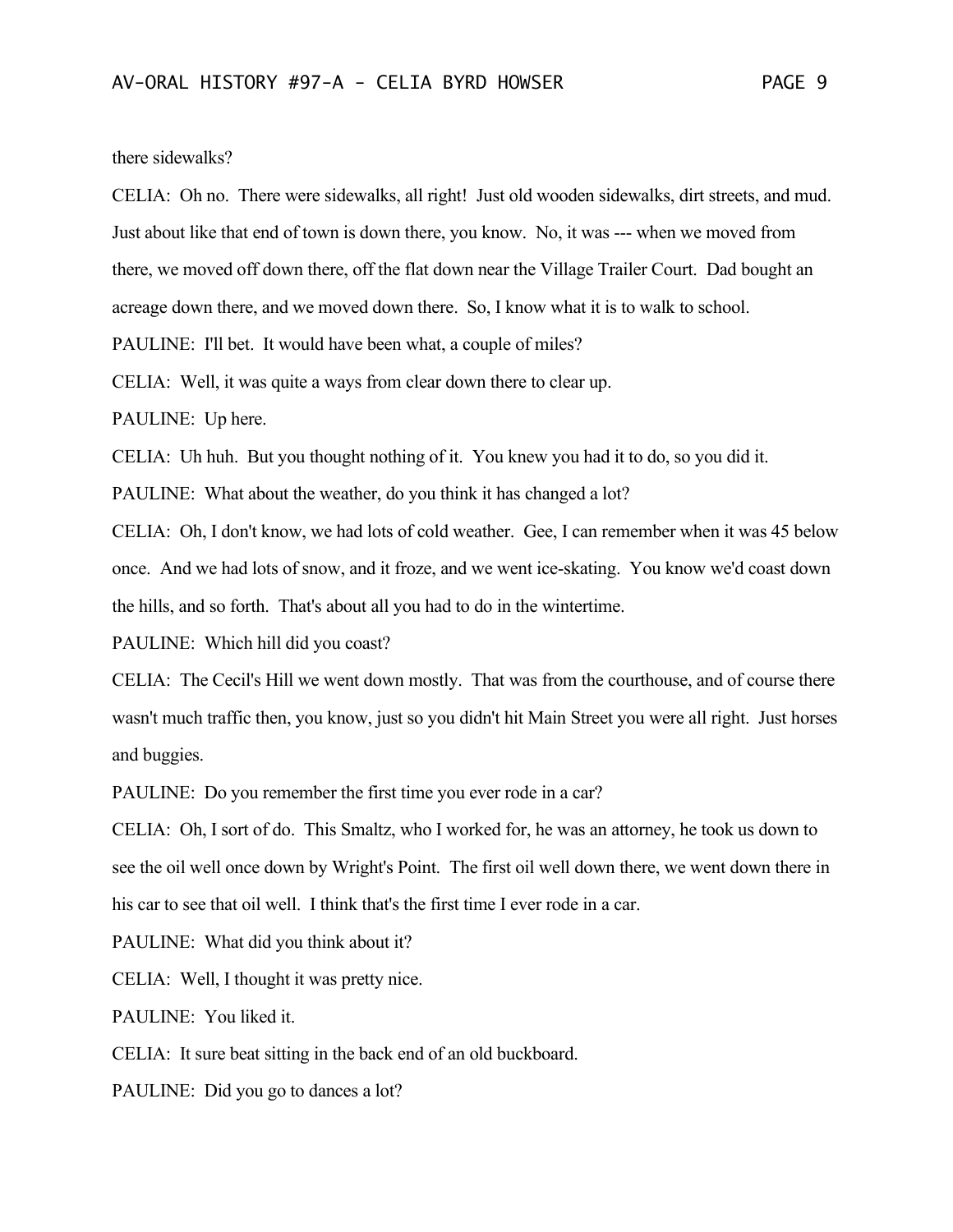there sidewalks?

CELIA: Oh no. There were sidewalks, all right! Just old wooden sidewalks, dirt streets, and mud. Just about like that end of town is down there, you know. No, it was --- when we moved from there, we moved off down there, off the flat down near the Village Trailer Court. Dad bought an acreage down there, and we moved down there. So, I know what it is to walk to school.

PAULINE: I'll bet. It would have been what, a couple of miles?

CELIA: Well, it was quite a ways from clear down there to clear up.

PAULINE: Up here.

CELIA: Uh huh. But you thought nothing of it. You knew you had it to do, so you did it.

PAULINE: What about the weather, do you think it has changed a lot?

CELIA: Oh, I don't know, we had lots of cold weather. Gee, I can remember when it was 45 below once. And we had lots of snow, and it froze, and we went ice-skating. You know we'd coast down the hills, and so forth. That's about all you had to do in the wintertime.

PAULINE: Which hill did you coast?

CELIA: The Cecil's Hill we went down mostly. That was from the courthouse, and of course there wasn't much traffic then, you know, just so you didn't hit Main Street you were all right. Just horses and buggies.

PAULINE: Do you remember the first time you ever rode in a car?

CELIA: Oh, I sort of do. This Smaltz, who I worked for, he was an attorney, he took us down to see the oil well once down by Wright's Point. The first oil well down there, we went down there in his car to see that oil well. I think that's the first time I ever rode in a car.

PAULINE: What did you think about it?

CELIA: Well, I thought it was pretty nice.

PAULINE: You liked it.

CELIA: It sure beat sitting in the back end of an old buckboard.

PAULINE: Did you go to dances a lot?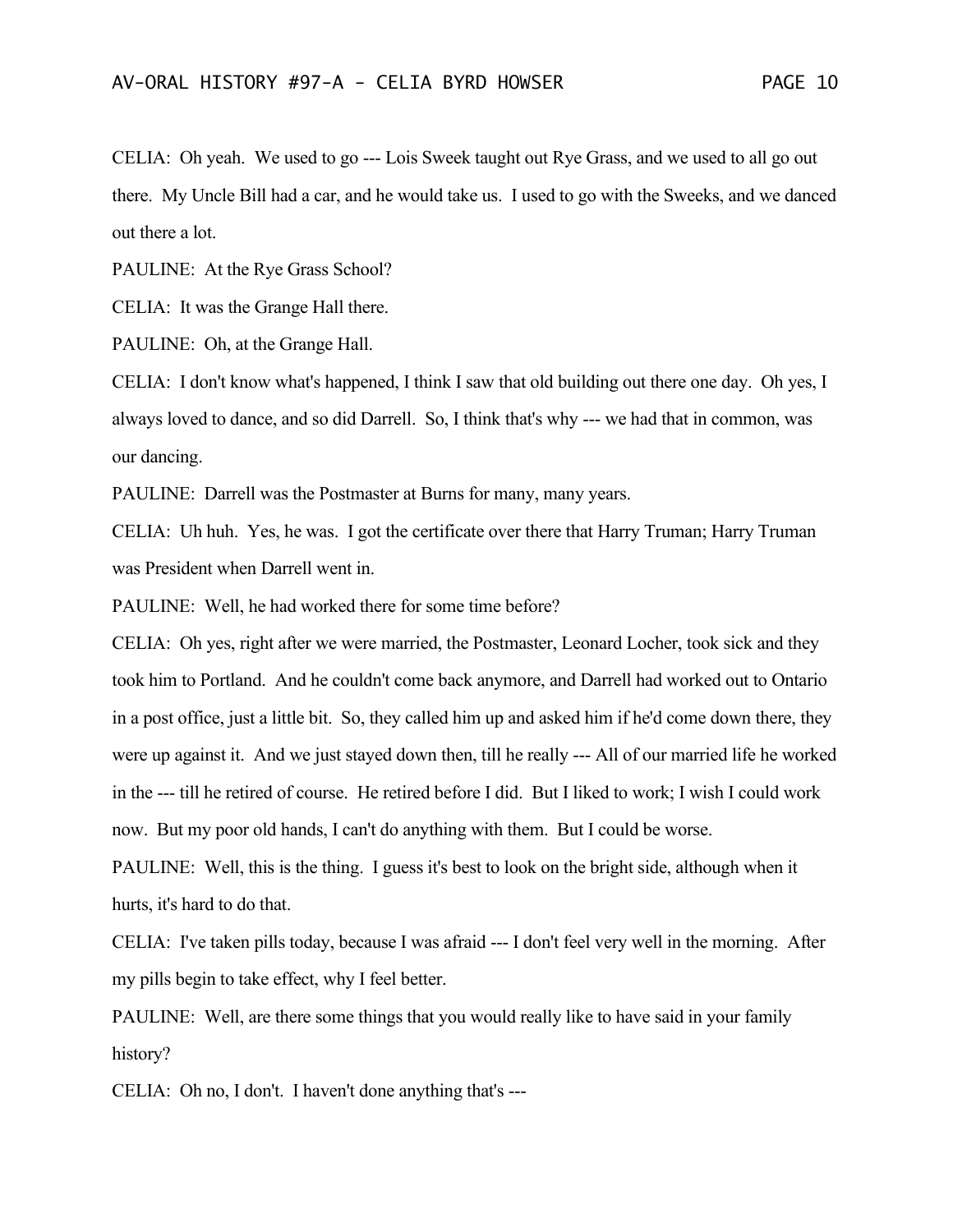CELIA: Oh yeah. We used to go --- Lois Sweek taught out Rye Grass, and we used to all go out there. My Uncle Bill had a car, and he would take us. I used to go with the Sweeks, and we danced out there a lot.

PAULINE: At the Rye Grass School?

CELIA: It was the Grange Hall there.

PAULINE: Oh, at the Grange Hall.

CELIA: I don't know what's happened, I think I saw that old building out there one day. Oh yes, I always loved to dance, and so did Darrell. So, I think that's why --- we had that in common, was our dancing.

PAULINE: Darrell was the Postmaster at Burns for many, many years.

CELIA: Uh huh. Yes, he was. I got the certificate over there that Harry Truman; Harry Truman was President when Darrell went in.

PAULINE: Well, he had worked there for some time before?

CELIA: Oh yes, right after we were married, the Postmaster, Leonard Locher, took sick and they took him to Portland. And he couldn't come back anymore, and Darrell had worked out to Ontario in a post office, just a little bit. So, they called him up and asked him if he'd come down there, they were up against it. And we just stayed down then, till he really --- All of our married life he worked in the --- till he retired of course. He retired before I did. But I liked to work; I wish I could work now. But my poor old hands, I can't do anything with them. But I could be worse.

PAULINE: Well, this is the thing. I guess it's best to look on the bright side, although when it hurts, it's hard to do that.

CELIA: I've taken pills today, because I was afraid --- I don't feel very well in the morning. After my pills begin to take effect, why I feel better.

PAULINE: Well, are there some things that you would really like to have said in your family history?

CELIA: Oh no, I don't. I haven't done anything that's ---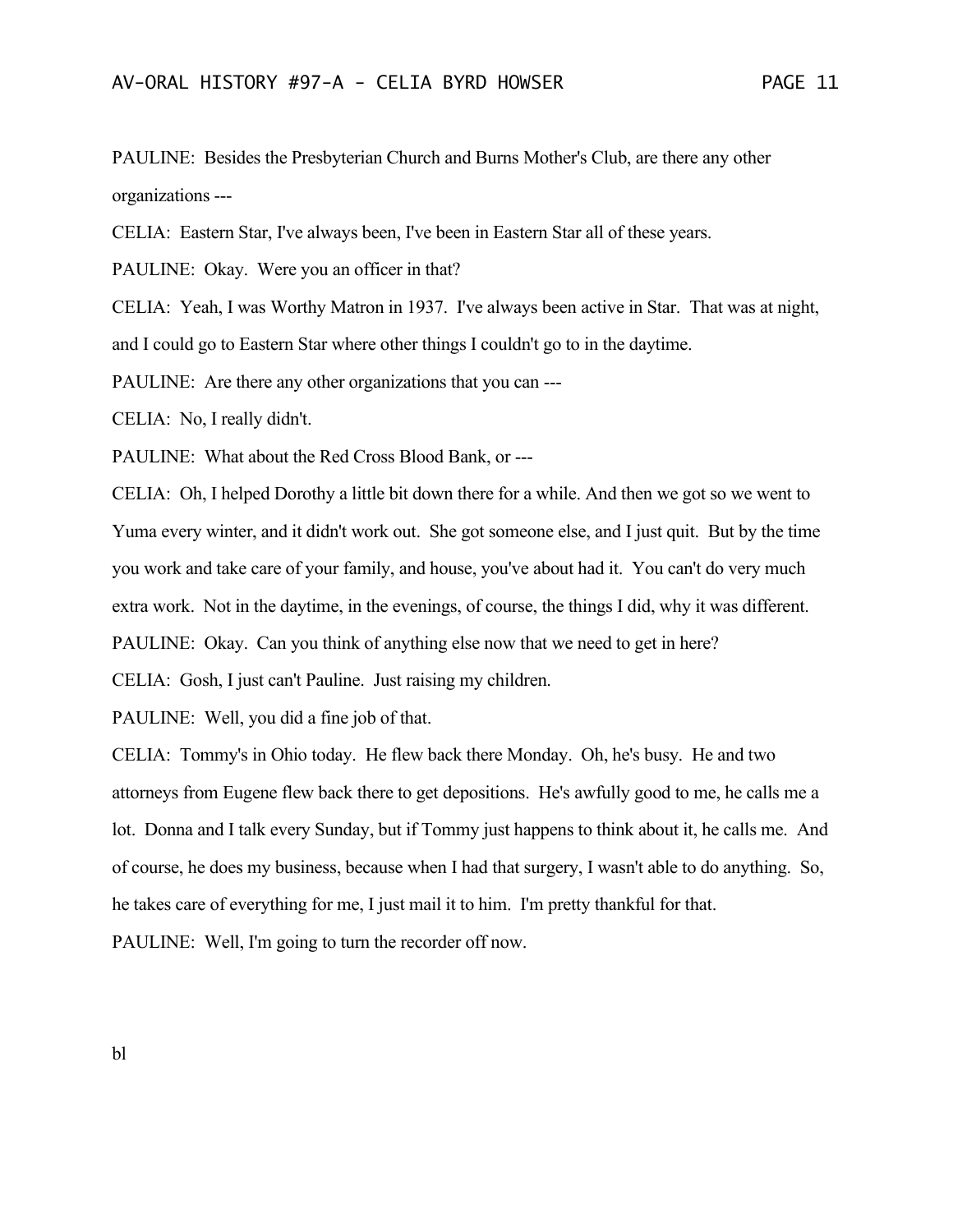PAULINE: Besides the Presbyterian Church and Burns Mother's Club, are there any other organizations ---

CELIA: Eastern Star, I've always been, I've been in Eastern Star all of these years.

PAULINE: Okay. Were you an officer in that?

CELIA: Yeah, I was Worthy Matron in 1937. I've always been active in Star. That was at night, and I could go to Eastern Star where other things I couldn't go to in the daytime.

PAULINE: Are there any other organizations that you can ---

CELIA: No, I really didn't.

PAULINE: What about the Red Cross Blood Bank, or ---

CELIA: Oh, I helped Dorothy a little bit down there for a while. And then we got so we went to Yuma every winter, and it didn't work out. She got someone else, and I just quit. But by the time you work and take care of your family, and house, you've about had it. You can't do very much extra work. Not in the daytime, in the evenings, of course, the things I did, why it was different.

PAULINE: Okay. Can you think of anything else now that we need to get in here?

CELIA: Gosh, I just can't Pauline. Just raising my children.

PAULINE: Well, you did a fine job of that.

CELIA: Tommy's in Ohio today. He flew back there Monday. Oh, he's busy. He and two attorneys from Eugene flew back there to get depositions. He's awfully good to me, he calls me a lot. Donna and I talk every Sunday, but if Tommy just happens to think about it, he calls me. And of course, he does my business, because when I had that surgery, I wasn't able to do anything. So, he takes care of everything for me, I just mail it to him. I'm pretty thankful for that.

PAULINE: Well, I'm going to turn the recorder off now.

bl